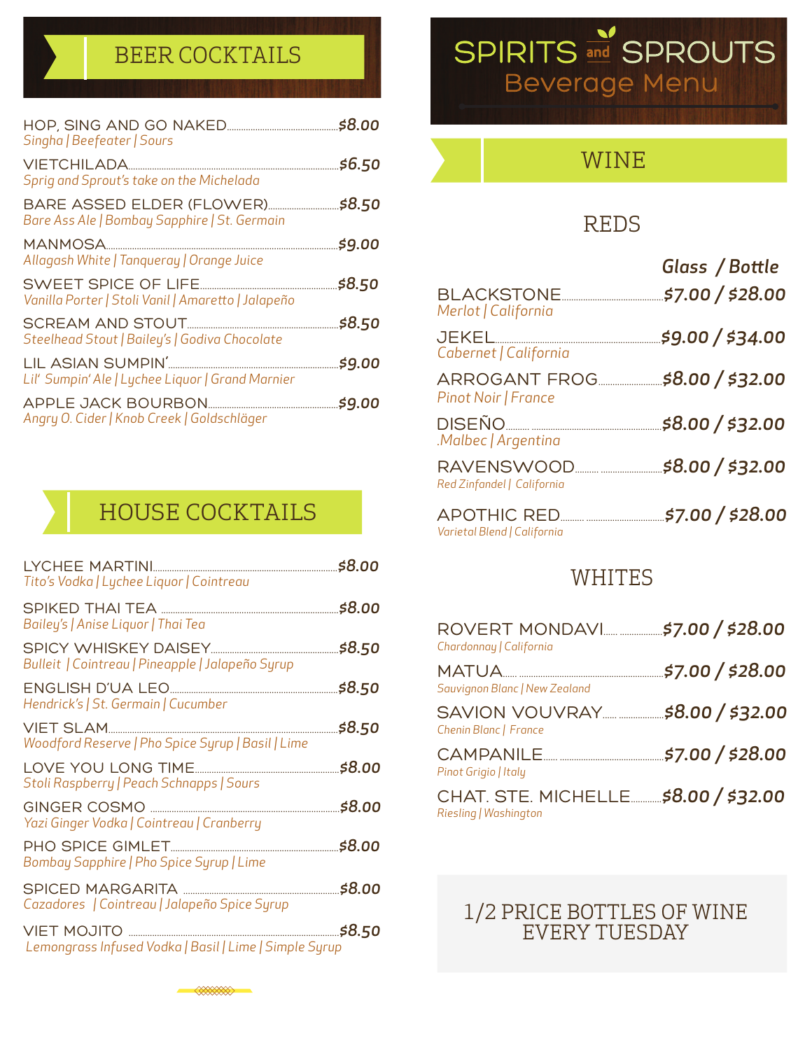# SPIRITS and SPROUTS

Beverage Menu

## BEER COCKTAILS

**HOP, SING AND GO NAKED** ........ *$8.00*
*Singha | Beefeater | Sours*

**VIETCHILADA** ........ *$6.50*
*Sprig and Sprout's take on the Michelada*

**BARE ASSED ELDER (FLOWER)** ........ *$8.50*
*Bare Ass Ale | Bombay Sapphire | St. Germain*

**MANMOSA** ........ *$9.00*
*Allagash White | Tanqueray | Orange Juice*

**SWEET SPICE OF LIFE** ........ *$8.50*
*Vanilla Porter | Stoli Vanil | Amaretto | Jalapeño*

**SCREAM AND STOUT** ........ *$8.50*
*Steelhead Stout | Bailey's | Godiva Chocolate*

**LIL ASIAN SUMPIN'** ........ *$9.00*
*Lil' Sumpin' Ale | Lychee Liquor | Grand Marnier*

**APPLE JACK BOURBON** ........ *$9.00*
*Angry O. Cider | Knob Creek | Goldschläger*

## HOUSE COCKTAILS

**LYCHEE MARTINI** ........ *$8.00*
*Tito's Vodka | Lychee Liquor | Cointreau*

**SPIKED THAI TEA** ........ *$8.00*
*Bailey's | Anise Liquor | Thai Tea*

**SPICY WHISKEY DAISEY** ........ *$8.50*
*Bulleit | Cointreau | Pineapple | Jalapeño Syrup*

**ENGLISH D'UA LEO** ........ *$8.50*
*Hendrick's | St. Germain | Cucumber*

**VIET SLAM** ........ *$8.50*
*Woodford Reserve | Pho Spice Syrup | Basil | Lime*

**LOVE YOU LONG TIME** ........ *$8.00*
*Stoli Raspberry | Peach Schnapps | Sours*

**GINGER COSMO** ........ *$8.00*
*Yazi Ginger Vodka | Cointreau | Cranberry*

**PHO SPICE GIMLET** ........ *$8.00*
*Bombay Sapphire | Pho Spice Syrup | Lime*

**SPICED MARGARITA** ........ *$8.00*
*Cazadores | Cointreau | Jalapeño Spice Syrup*

**VIET MOJITO** ........ *$8.50*
*Lemongrass Infused Vodka | Basil | Lime | Simple Syrup*

## WINE

### REDS

*Glass / Bottle*

**BLACKSTONE** ........ *$7.00 / $28.00*
*Merlot | California*

**JEKEL** ........ *$9.00 / $34.00*
*Cabernet | California*

**ARROGANT FROG** ........ *$8.00 / $32.00*
*Pinot Noir | France*

**DISEÑO** ........ *$8.00 / $32.00*
*.Malbec | Argentina*

**RAVENSWOOD** ........ *$8.00 / $32.00*
*Red Zinfandel | California*

**APOTHIC RED** ........ *$7.00 / $28.00*
*Varietal Blend | California*

### WHITES

**ROVERT MONDAVI** ........ *$7.00 / $28.00*
*Chardonnay | California*

**MATUA** ........ *$7.00 / $28.00*
*Sauvignon Blanc | New Zealand*

**SAVION VOUVRAY** ........ *$8.00 / $32.00*
*Chenin Blanc | France*

**CAMPANILE** ........ *$7.00 / $28.00*
*Pinot Grigio | Italy*

**CHAT. STE. MICHELLE** ........ *$8.00 / $32.00*
*Riesling | Washington*

**1/2 PRICE BOTTLES OF WINE EVERY TUESDAY**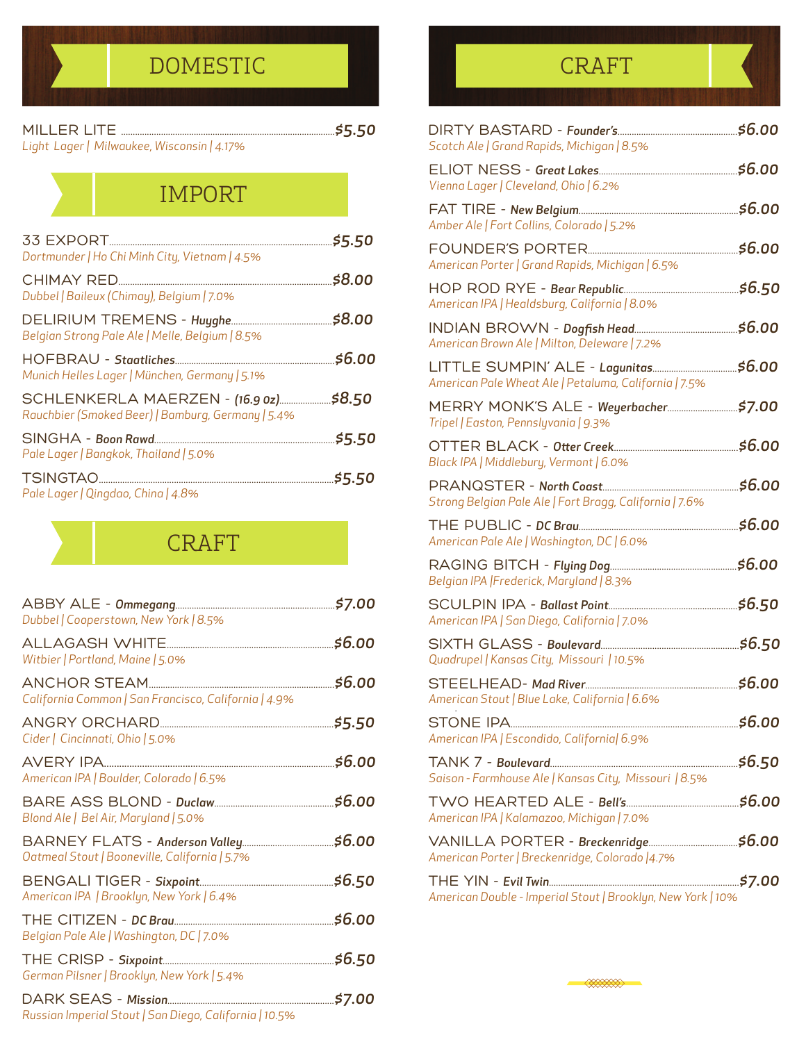## DOMESTIC

**MILLER LITE** — *$5.50*
*Light Lager | Milwaukee, Wisconsin | 4.17%*

## IMPORT

**33 EXPORT** — *$5.50*
*Dortmunder | Ho Chi Minh City, Vietnam | 4.5%*

**CHIMAY RED** — *$8.00*
*Dubbel | Baileux (Chimay), Belgium | 7.0%*

**DELIRIUM TREMENS** - *Huyghe* — *$8.00*
*Belgian Strong Pale Ale | Melle, Belgium | 8.5%*

**HOFBRAU** - *Staatliches* — *$6.00*
*Munich Helles Lager | München, Germany | 5.1%*

**SCHLENKERLA MAERZEN** - *(16.9 oz)* — *$8.50*
*Rauchbier (Smoked Beer) | Bamburg, Germany | 5.4%*

**SINGHA** - *Boon Rawd* — *$5.50*
*Pale Lager | Bangkok, Thailand | 5.0%*

**TSINGTAO** — *$5.50*
*Pale Lager | Qingdao, China | 4.8%*

## CRAFT

**ABBY ALE** - *Ommegang* — *$7.00*
*Dubbel | Cooperstown, New York | 8.5%*

**ALLAGASH WHITE** — *$6.00*
*Witbier | Portland, Maine | 5.0%*

**ANCHOR STEAM** — *$6.00*
*California Common | San Francisco, California | 4.9%*

**ANGRY ORCHARD** — *$5.50*
*Cider | Cincinnati, Ohio | 5.0%*

**AVERY IPA** — *$6.00*
*American IPA | Boulder, Colorado | 6.5%*

**BARE ASS BLOND** - *Duclaw* — *$6.00*
*Blond Ale | Bel Air, Maryland | 5.0%*

**BARNEY FLATS** - *Anderson Valley* — *$6.00*
*Oatmeal Stout | Booneville, California | 5.7%*

**BENGALI TIGER** - *Sixpoint* — *$6.50*
*American IPA | Brooklyn, New York | 6.4%*

**THE CITIZEN** - *DC Brau* — *$6.00*
*Belgian Pale Ale | Washington, DC | 7.0%*

**THE CRISP** - *Sixpoint* — *$6.50*
*German Pilsner | Brooklyn, New York | 5.4%*

**DARK SEAS** - *Mission* — *$7.00*
*Russian Imperial Stout | San Diego, California | 10.5%*

## CRAFT

**DIRTY BASTARD** - *Founder's* — *$6.00*
*Scotch Ale | Grand Rapids, Michigan | 8.5%*

**ELIOT NESS** - *Great Lakes* — *$6.00*
*Vienna Lager | Cleveland, Ohio | 6.2%*

**FAT TIRE** - *New Belgium* — *$6.00*
*Amber Ale | Fort Collins, Colorado | 5.2%*

**FOUNDER'S PORTER** — *$6.00*
*American Porter | Grand Rapids, Michigan | 6.5%*

**HOP ROD RYE** - *Bear Republic* — *$6.50*
*American IPA | Healdsburg, California | 8.0%*

**INDIAN BROWN** - *Dogfish Head* — *$6.00*
*American Brown Ale | Milton, Deleware | 7.2%*

**LITTLE SUMPIN' ALE** - *Lagunitas* — *$6.00*
*American Pale Wheat Ale | Petaluma, California | 7.5%*

**MERRY MONK'S ALE** - *Weyerbacher* — *$7.00*
*Tripel | Easton, Pennslyvania | 9.3%*

**OTTER BLACK** - *Otter Creek* — *$6.00*
*Black IPA | Middlebury, Vermont | 6.0%*

**PRANQSTER** - *North Coast* — *$6.00*
*Strong Belgian Pale Ale | Fort Bragg, California | 7.6%*

**THE PUBLIC** - *DC Brau* — *$6.00*
*American Pale Ale | Washington, DC | 6.0%*

**RAGING BITCH** - *Flying Dog* — *$6.00*
*Belgian IPA |Frederick, Maryland | 8.3%*

**SCULPIN IPA** - *Ballast Point* — *$6.50*
*American IPA | San Diego, California | 7.0%*

**SIXTH GLASS** - *Boulevard* — *$6.50*
*Quadrupel | Kansas City, Missouri | 10.5%*

**STEELHEAD**- *Mad River* — *$6.00*
*American Stout | Blue Lake, California | 6.6%*

**STONE IPA** — *$6.00*
*American IPA | Escondido, California| 6.9%*

**TANK 7** - *Boulevard* — *$6.50*
*Saison - Farmhouse Ale | Kansas City, Missouri | 8.5%*

**TWO HEARTED ALE** - *Bell's* — *$6.00*
*American IPA | Kalamazoo, Michigan | 7.0%*

**VANILLA PORTER** - *Breckenridge* — *$6.00*
*American Porter | Breckenridge, Colorado |4.7%*

**THE YIN** - *Evil Twin* — *$7.00*
*American Double - Imperial Stout | Brooklyn, New York | 10%*